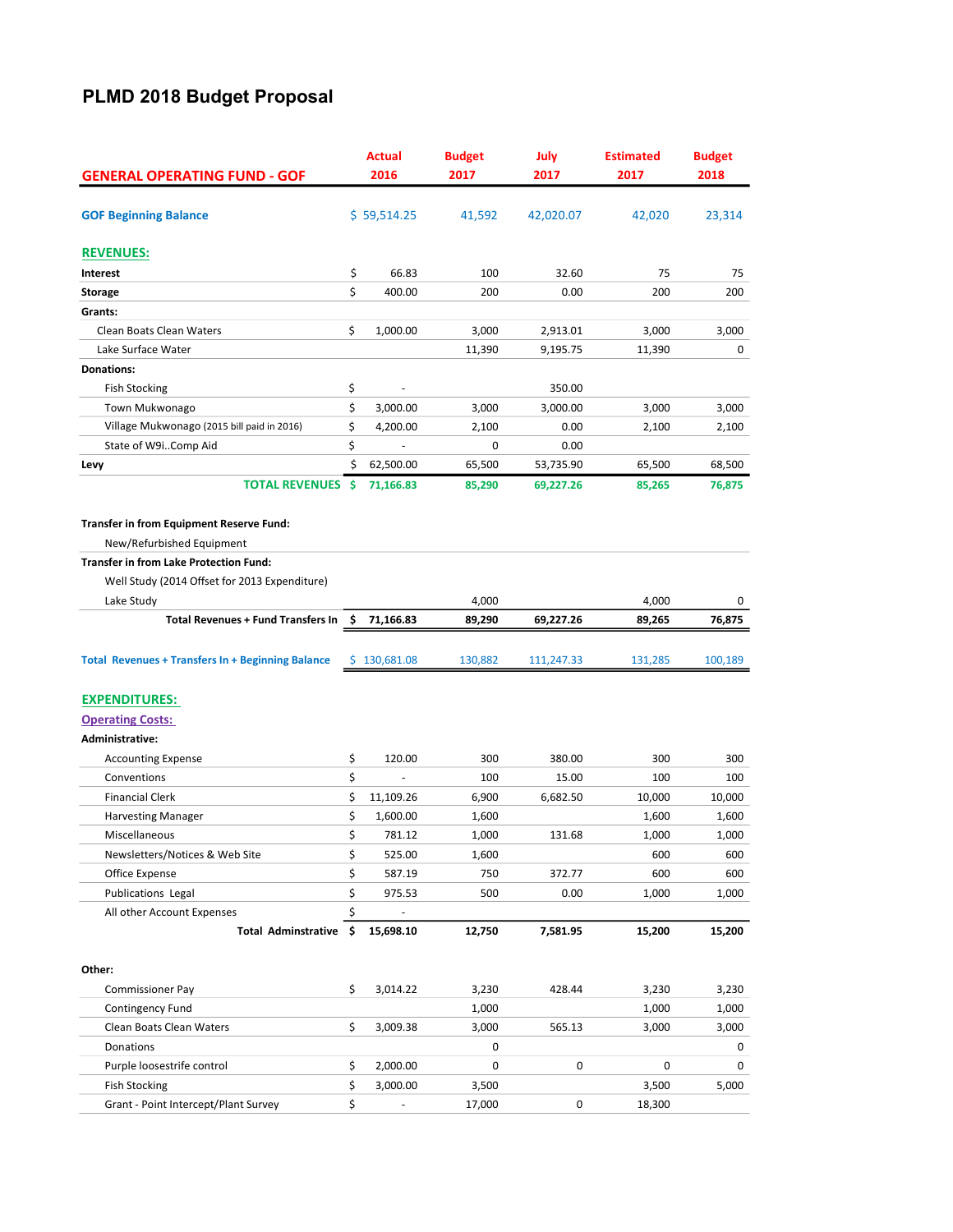# PLMD 2018 Budget Proposal

| GENERAL OPERATING FUND - GOF | Actual 2016 | Budget 2017 | July 2017 | Estimated 2017 | Budget 2018 |
|---|---|---|---|---|---|
| **GOF Beginning Balance** | $ 59,514.25 | 41,592 | 42,020.07 | 42,020 | 23,314 |
| **REVENUES:** | | | | | |
| **Interest** | $ 66.83 | 100 | 32.60 | 75 | 75 |
| **Storage** | $ 400.00 | 200 | 0.00 | 200 | 200 |
| **Grants:** | | | | | |
| Clean Boats Clean Waters | $ 1,000.00 | 3,000 | 2,913.01 | 3,000 | 3,000 |
| Lake Surface Water | | 11,390 | 9,195.75 | 11,390 | 0 |
| **Donations:** | | | | | |
| Fish Stocking | $ - | | 350.00 | | |
| Town Mukwonago | $ 3,000.00 | 3,000 | 3,000.00 | 3,000 | 3,000 |
| Village Mukwonago (2015 bill paid in 2016) | $ 4,200.00 | 2,100 | 0.00 | 2,100 | 2,100 |
| State of W9i..Comp Aid | $ - | 0 | 0.00 | | |
| **Levy** | $ 62,500.00 | 65,500 | 53,735.90 | 65,500 | 68,500 |
| **TOTAL REVENUES** | **$ 71,166.83** | **85,290** | **69,227.26** | **85,265** | **76,875** |
| **Transfer in from Equipment Reserve Fund:** | | | | | |
| New/Refurbished Equipment | | | | | |
| **Transfer in from Lake Protection Fund:** | | | | | |
| Well Study (2014 Offset for 2013 Expenditure) | | | | | |
| Lake Study | | 4,000 | | 4,000 | 0 |
| **Total Revenues + Fund Transfers In** | **$ 71,166.83** | **89,290** | **69,227.26** | **89,265** | **76,875** |
| **Total Revenues + Transfers In + Beginning Balance** | $ 130,681.08 | 130,882 | 111,247.33 | 131,285 | 100,189 |
| **EXPENDITURES:** | | | | | |
| **Operating Costs:** | | | | | |
| **Administrative:** | | | | | |
| Accounting Expense | $ 120.00 | 300 | 380.00 | 300 | 300 |
| Conventions | $ - | 100 | 15.00 | 100 | 100 |
| Financial Clerk | $ 11,109.26 | 6,900 | 6,682.50 | 10,000 | 10,000 |
| Harvesting Manager | $ 1,600.00 | 1,600 | | 1,600 | 1,600 |
| Miscellaneous | $ 781.12 | 1,000 | 131.68 | 1,000 | 1,000 |
| Newsletters/Notices & Web Site | $ 525.00 | 1,600 | | 600 | 600 |
| Office Expense | $ 587.19 | 750 | 372.77 | 600 | 600 |
| Publications Legal | $ 975.53 | 500 | 0.00 | 1,000 | 1,000 |
| All other Account Expenses | $ - | | | | |
| **Total Adminstrative** | **$ 15,698.10** | **12,750** | **7,581.95** | **15,200** | **15,200** |
| **Other:** | | | | | |
| Commissioner Pay | $ 3,014.22 | 3,230 | 428.44 | 3,230 | 3,230 |
| Contingency Fund | | 1,000 | | 1,000 | 1,000 |
| Clean Boats Clean Waters | $ 3,009.38 | 3,000 | 565.13 | 3,000 | 3,000 |
| Donations | | 0 | | | 0 |
| Purple loosestrife control | $ 2,000.00 | 0 | 0 | 0 | 0 |
| Fish Stocking | $ 3,000.00 | 3,500 | | 3,500 | 5,000 |
| Grant - Point Intercept/Plant Survey | $ - | 17,000 | 0 | 18,300 | |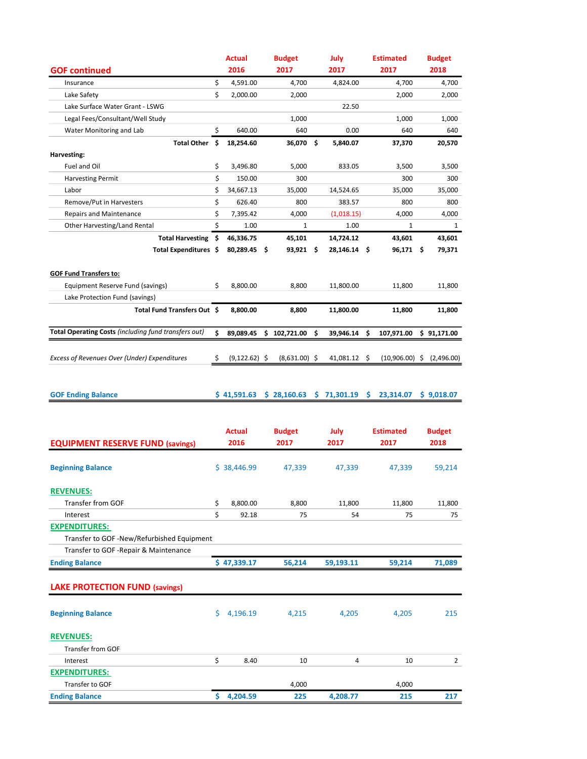| GOF continued | Actual 2016 | Budget 2017 | July 2017 | Estimated 2017 | Budget 2018 |
|---|---|---|---|---|---|
| Insurance | $ 4,591.00 | 4,700 | 4,824.00 | 4,700 | 4,700 |
| Lake Safety | $ 2,000.00 | 2,000 | | 2,000 | 2,000 |
| Lake Surface Water Grant - LSWG | | | 22.50 | | |
| Legal Fees/Consultant/Well Study | | 1,000 | | 1,000 | 1,000 |
| Water Monitoring and Lab | $ 640.00 | 640 | 0.00 | 640 | 640 |
| **Total Other** | **$ 18,254.60** | **36,070** | **$ 5,840.07** | **37,370** | **20,570** |
| **Harvesting:** | | | | | |
| Fuel and Oil | $ 3,496.80 | 5,000 | 833.05 | 3,500 | 3,500 |
| Harvesting Permit | $ 150.00 | 300 | | 300 | 300 |
| Labor | $ 34,667.13 | 35,000 | 14,524.65 | 35,000 | 35,000 |
| Remove/Put in Harvesters | $ 626.40 | 800 | 383.57 | 800 | 800 |
| Repairs and Maintenance | $ 7,395.42 | 4,000 | (1,018.15) | 4,000 | 4,000 |
| Other Harvesting/Land Rental | $ 1.00 | 1 | 1.00 | 1 | 1 |
| **Total Harvesting** | **$ 46,336.75** | **45,101** | **14,724.12** | **43,601** | **43,601** |
| **Total Expenditures** | **$ 80,289.45** | **$ 93,921** | **$ 28,146.14** | **$ 96,171** | **$ 79,371** |
| **GOF Fund Transfers to:** | | | | | |
| Equipment Reserve Fund (savings) | $ 8,800.00 | 8,800 | 11,800.00 | 11,800 | 11,800 |
| Lake Protection Fund (savings) | | | | | |
| **Total Fund Transfers Out** | **$ 8,800.00** | **8,800** | **11,800.00** | **11,800** | **11,800** |
| **Total Operating Costs** *(including fund transfers out)* | **$ 89,089.45** | **$ 102,721.00** | **$ 39,946.14** | **$ 107,971.00** | **$ 91,171.00** |
| *Excess of Revenues Over (Under) Expenditures* | $ (9,122.62) | $ (8,631.00) | $ 41,081.12 | $ (10,906.00) | $ (2,496.00) |
| **GOF Ending Balance** | **$ 41,591.63** | **$ 28,160.63** | **$ 71,301.19** | **$ 23,314.07** | **$ 9,018.07** |

| EQUIPMENT RESERVE FUND (savings) | Actual 2016 | Budget 2017 | July 2017 | Estimated 2017 | Budget 2018 |
|---|---|---|---|---|---|
| **Beginning Balance** | $ 38,446.99 | 47,339 | 47,339 | 47,339 | 59,214 |
| **REVENUES:** | | | | | |
| Transfer from GOF | $ 8,800.00 | 8,800 | 11,800 | 11,800 | 11,800 |
| Interest | $ 92.18 | 75 | 54 | 75 | 75 |
| **EXPENDITURES:** | | | | | |
| Transfer to GOF -New/Refurbished Equipment | | | | | |
| Transfer to GOF -Repair & Maintenance | | | | | |
| **Ending Balance** | **$ 47,339.17** | **56,214** | **59,193.11** | **59,214** | **71,089** |

| LAKE PROTECTION FUND (savings) | Actual 2016 | Budget 2017 | July 2017 | Estimated 2017 | Budget 2018 |
|---|---|---|---|---|---|
| **Beginning Balance** | $ 4,196.19 | 4,215 | 4,205 | 4,205 | 215 |
| **REVENUES:** | | | | | |
| Transfer from GOF | | | | | |
| Interest | $ 8.40 | 10 | 4 | 10 | 2 |
| **EXPENDITURES:** | | | | | |
| Transfer to GOF | | 4,000 | | 4,000 | |
| **Ending Balance** | **$ 4,204.59** | **225** | **4,208.77** | **215** | **217** |